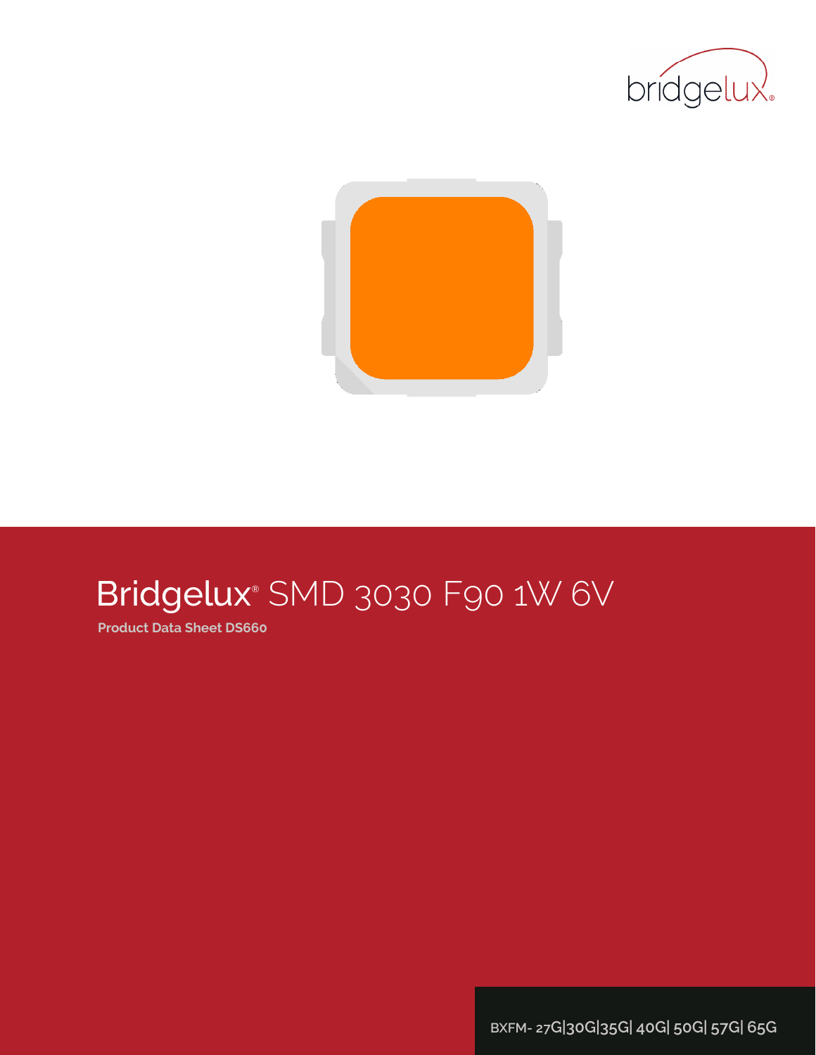bridgelux

# Bridgelux® SMD 3030 F90 1W 6V

**Product Data Sheet DS660**

BXFM- 27G|30G|35G| 40G| 50G| 57G| 65G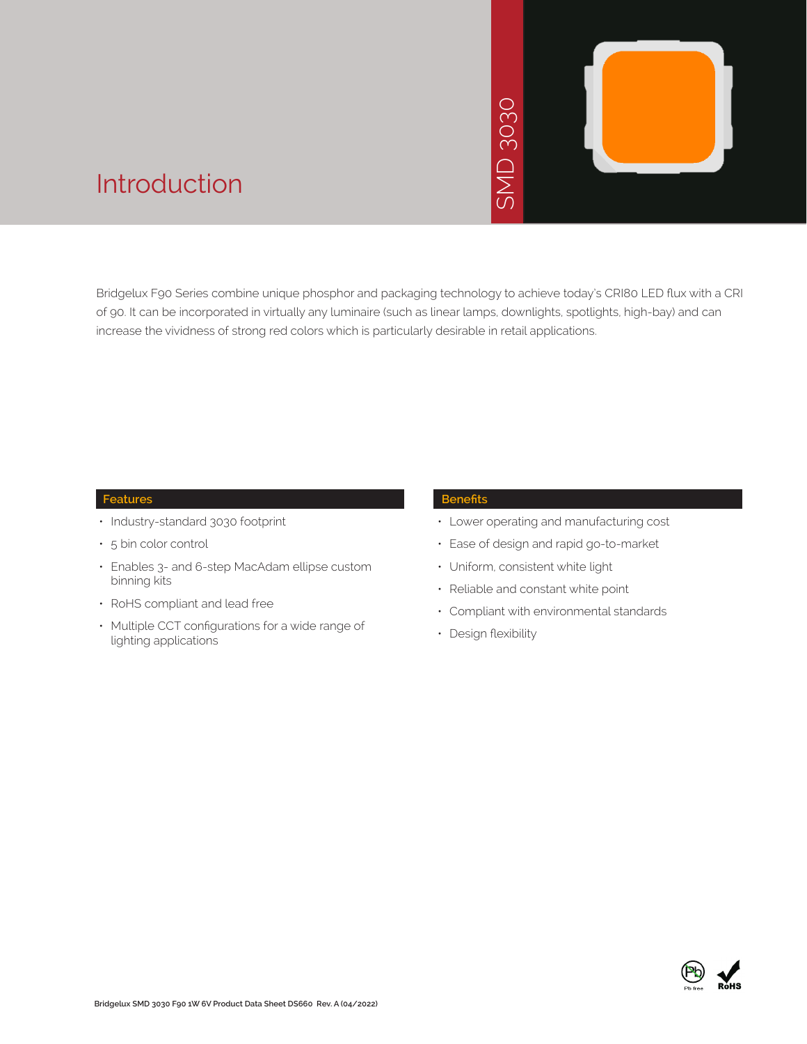# Introduction

SMD 3030

Bridgelux F90 Series combine unique phosphor and packaging technology to achieve today's CRI80 LED flux with a CRI of 90. It can be incorporated in virtually any luminaire (such as linear lamps, downlights, spotlights, high-bay) and can increase the vividness of strong red colors which is particularly desirable in retail applications.

## Features

- Industry-standard 3030 footprint
- 5 bin color control
- Enables 3- and 6-step MacAdam ellipse custom binning kits
- RoHS compliant and lead free
- Multiple CCT configurations for a wide range of lighting applications

## Benefits

- Lower operating and manufacturing cost
- Ease of design and rapid go-to-market
- Uniform, consistent white light
- Reliable and constant white point
- Compliant with environmental standards
- Design flexibility

Pb free

RoHS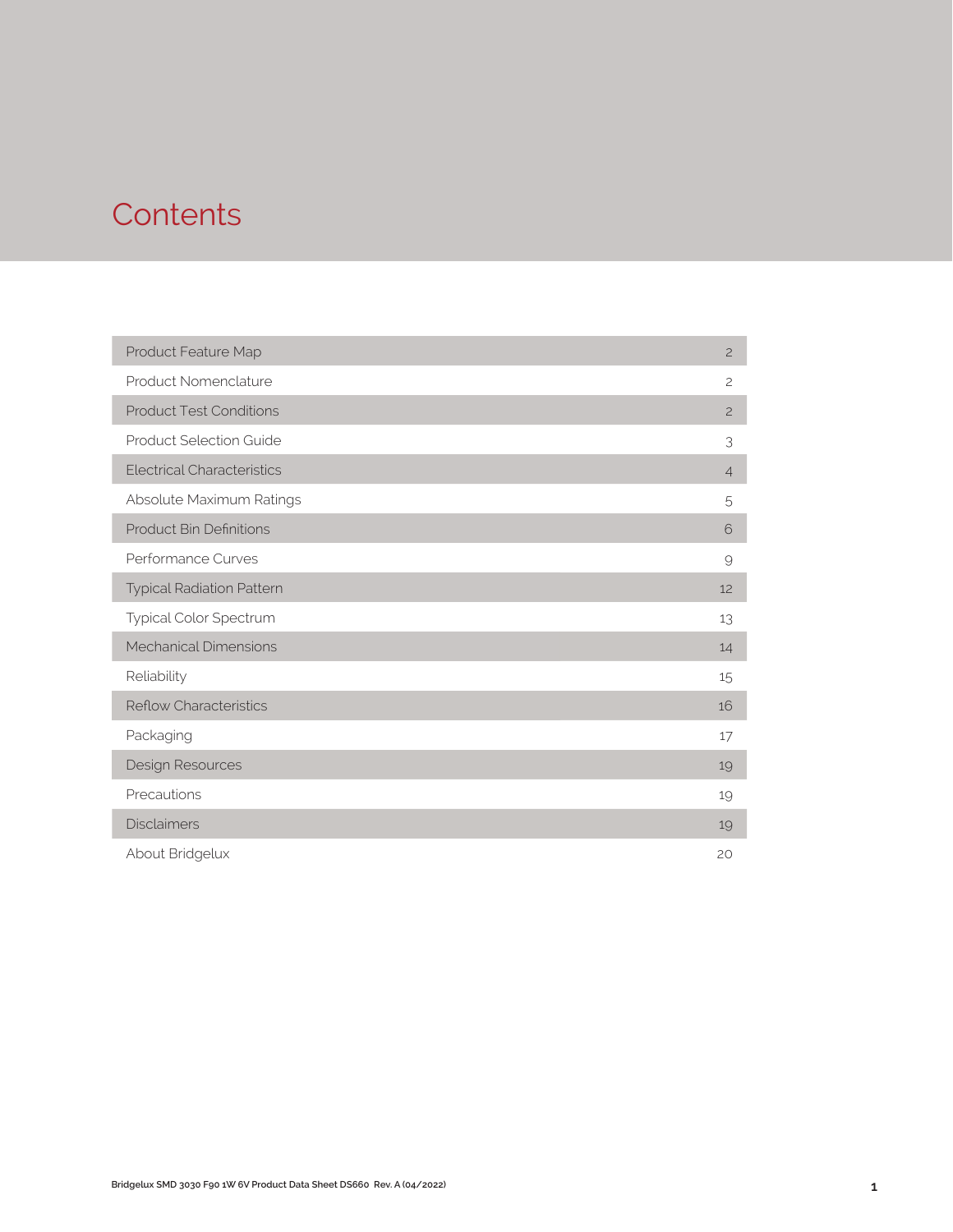# Contents

| | |
|---|---|
| Product Feature Map | 2 |
| Product Nomenclature | 2 |
| Product Test Conditions | 2 |
| Product Selection Guide | 3 |
| Electrical Characteristics | 4 |
| Absolute Maximum Ratings | 5 |
| Product Bin Definitions | 6 |
| Performance Curves | 9 |
| Typical Radiation Pattern | 12 |
| Typical Color Spectrum | 13 |
| Mechanical Dimensions | 14 |
| Reliability | 15 |
| Reflow Characteristics | 16 |
| Packaging | 17 |
| Design Resources | 19 |
| Precautions | 19 |
| Disclaimers | 19 |
| About Bridgelux | 20 |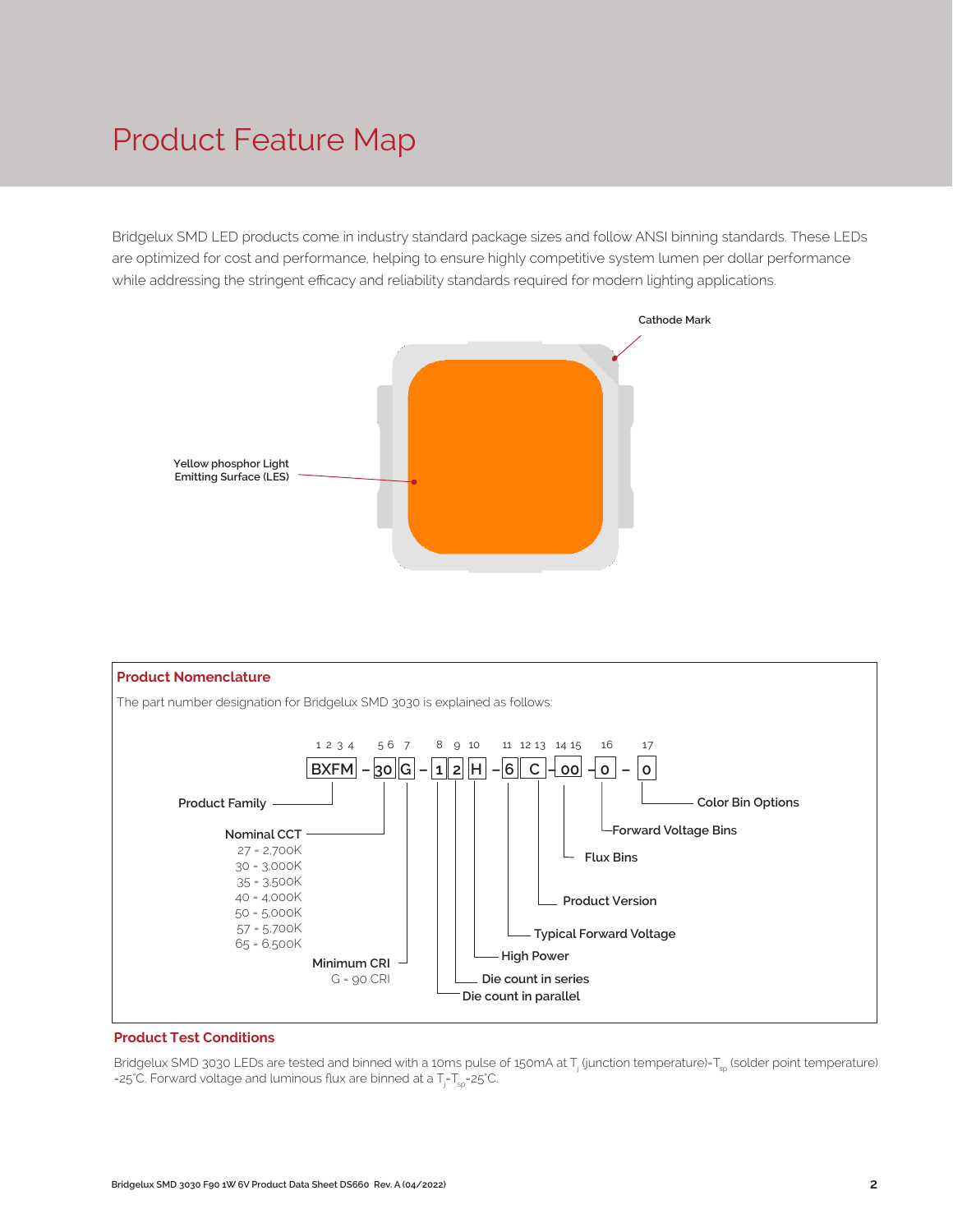# Product Feature Map

Bridgelux SMD LED products come in industry standard package sizes and follow ANSI binning standards. These LEDs are optimized for cost and performance, helping to ensure highly competitive system lumen per dollar performance while addressing the stringent efficacy and reliability standards required for modern lighting applications.

Cathode Mark

Yellow phosphor Light Emitting Surface (LES)

## Product Nomenclature

The part number designation for Bridgelux SMD 3030 is explained as follows:

1 2 3 4 &nbsp; 5 6 &nbsp; 7 &nbsp; 8 &nbsp; 9 &nbsp; 10 &nbsp; 11 &nbsp; 12 13 &nbsp; 14 15 &nbsp; 16 &nbsp; 17

BXFM – 30 G – 1 2 H – 6 C – 00 – 0 – 0

- Product Family (1–4)
- Nominal CCT (5–6)
  - 27 = 2,700K
  - 30 = 3,000K
  - 35 = 3,500K
  - 40 = 4,000K
  - 50 = 5,000K
  - 57 = 5,700K
  - 65 = 6,500K
- Minimum CRI (7)
  - G = 90 CRI
- Die count in parallel (8)
- Die count in series (9)
- High Power (10)
- Typical Forward Voltage (11)
- Product Version (12–13)
- Flux Bins (14–15)
- Forward Voltage Bins (16)
- Color Bin Options (17)

## Product Test Conditions

Bridgelux SMD 3030 LEDs are tested and binned with a 10ms pulse of 150mA at $T_j$ (junction temperature)=$T_{sp}$ (solder point temperature) =25°C. Forward voltage and luminous flux are binned at a $T_j$=$T_{sp}$=25°C.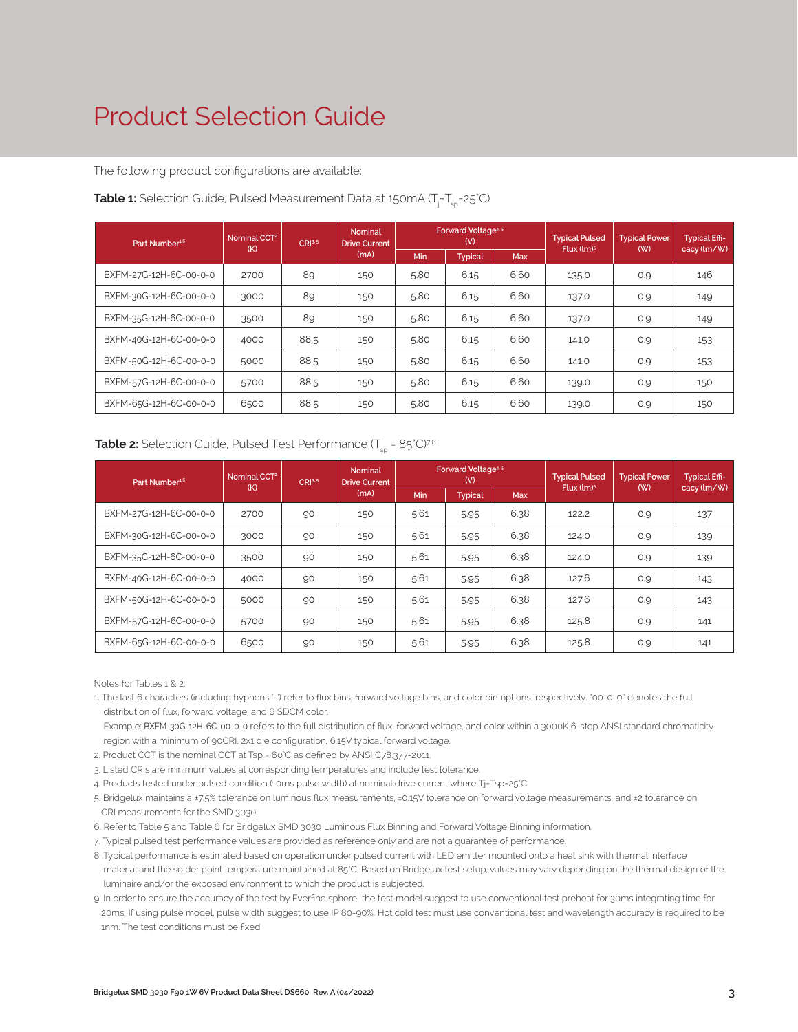# Product Selection Guide

The following product configurations are available:

**Table 1:** Selection Guide, Pulsed Measurement Data at 150mA ($T_j$=$T_{sp}$=25°C)

| Part Number[1,6] | Nominal CCT[2] (K) | CRI[3,5] | Nominal Drive Current (mA) | Forward Voltage[4,5] (V) | | | Typical Pulsed Flux (lm)[5] | Typical Power (W) | Typical Efficacy (lm/W) |
|---|---|---|---|---|---|---|---|---|---|
| | | | | Min | Typical | Max | | | |
| BXFM-27G-12H-6C-00-0-0 | 2700 | 89 | 150 | 5.80 | 6.15 | 6.60 | 135.0 | 0.9 | 146 |
| BXFM-30G-12H-6C-00-0-0 | 3000 | 89 | 150 | 5.80 | 6.15 | 6.60 | 137.0 | 0.9 | 149 |
| BXFM-35G-12H-6C-00-0-0 | 3500 | 89 | 150 | 5.80 | 6.15 | 6.60 | 137.0 | 0.9 | 149 |
| BXFM-40G-12H-6C-00-0-0 | 4000 | 88.5 | 150 | 5.80 | 6.15 | 6.60 | 141.0 | 0.9 | 153 |
| BXFM-50G-12H-6C-00-0-0 | 5000 | 88.5 | 150 | 5.80 | 6.15 | 6.60 | 141.0 | 0.9 | 153 |
| BXFM-57G-12H-6C-00-0-0 | 5700 | 88.5 | 150 | 5.80 | 6.15 | 6.60 | 139.0 | 0.9 | 150 |
| BXFM-65G-12H-6C-00-0-0 | 6500 | 88.5 | 150 | 5.80 | 6.15 | 6.60 | 139.0 | 0.9 | 150 |

**Table 2:** Selection Guide, Pulsed Test Performance ($T_{sp}$ = 85°C)[7,8]

| Part Number[1,6] | Nominal CCT[2] (K) | CRI[3,5] | Nominal Drive Current (mA) | Forward Voltage[4,5] (V) | | | Typical Pulsed Flux (lm)[5] | Typical Power (W) | Typical Efficacy (lm/W) |
|---|---|---|---|---|---|---|---|---|---|
| | | | | Min | Typical | Max | | | |
| BXFM-27G-12H-6C-00-0-0 | 2700 | 90 | 150 | 5.61 | 5.95 | 6.38 | 122.2 | 0.9 | 137 |
| BXFM-30G-12H-6C-00-0-0 | 3000 | 90 | 150 | 5.61 | 5.95 | 6.38 | 124.0 | 0.9 | 139 |
| BXFM-35G-12H-6C-00-0-0 | 3500 | 90 | 150 | 5.61 | 5.95 | 6.38 | 124.0 | 0.9 | 139 |
| BXFM-40G-12H-6C-00-0-0 | 4000 | 90 | 150 | 5.61 | 5.95 | 6.38 | 127.6 | 0.9 | 143 |
| BXFM-50G-12H-6C-00-0-0 | 5000 | 90 | 150 | 5.61 | 5.95 | 6.38 | 127.6 | 0.9 | 143 |
| BXFM-57G-12H-6C-00-0-0 | 5700 | 90 | 150 | 5.61 | 5.95 | 6.38 | 125.8 | 0.9 | 141 |
| BXFM-65G-12H-6C-00-0-0 | 6500 | 90 | 150 | 5.61 | 5.95 | 6.38 | 125.8 | 0.9 | 141 |

Notes for Tables 1 & 2:

1. The last 6 characters (including hyphens '-') refer to flux bins, forward voltage bins, and color bin options, respectively. "00-0-0" denotes the full distribution of flux, forward voltage, and 6 SDCM color.
   Example: BXFM-30G-12H-6C-00-0-0 refers to the full distribution of flux, forward voltage, and color within a 3000K 6-step ANSI standard chromaticity region with a minimum of 90CRI, 2x1 die configuration, 6.15V typical forward voltage.
2. Product CCT is the nominal CCT at Tsp = 60°C as defined by ANSI C78.377-2011.
3. Listed CRIs are minimum values at corresponding temperatures and include test tolerance.
4. Products tested under pulsed condition (10ms pulse width) at nominal drive current where Tj=Tsp=25°C.
5. Bridgelux maintains a ±7.5% tolerance on luminous flux measurements, ±0.15V tolerance on forward voltage measurements, and ±2 tolerance on CRI measurements for the SMD 3030.
6. Refer to Table 5 and Table 6 for Bridgelux SMD 3030 Luminous Flux Binning and Forward Voltage Binning information.
7. Typical pulsed test performance values are provided as reference only and are not a guarantee of performance.
8. Typical performance is estimated based on operation under pulsed current with LED emitter mounted onto a heat sink with thermal interface material and the solder point temperature maintained at 85°C. Based on Bridgelux test setup, values may vary depending on the thermal design of the luminaire and/or the exposed environment to which the product is subjected.
9. In order to ensure the accuracy of the test by Everfine sphere the test model suggest to use conventional test preheat for 30ms integrating time for 20ms. If using pulse model, pulse width suggest to use IP 80-90%. Hot cold test must use conventional test and wavelength accuracy is required to be 1nm. The test conditions must be fixed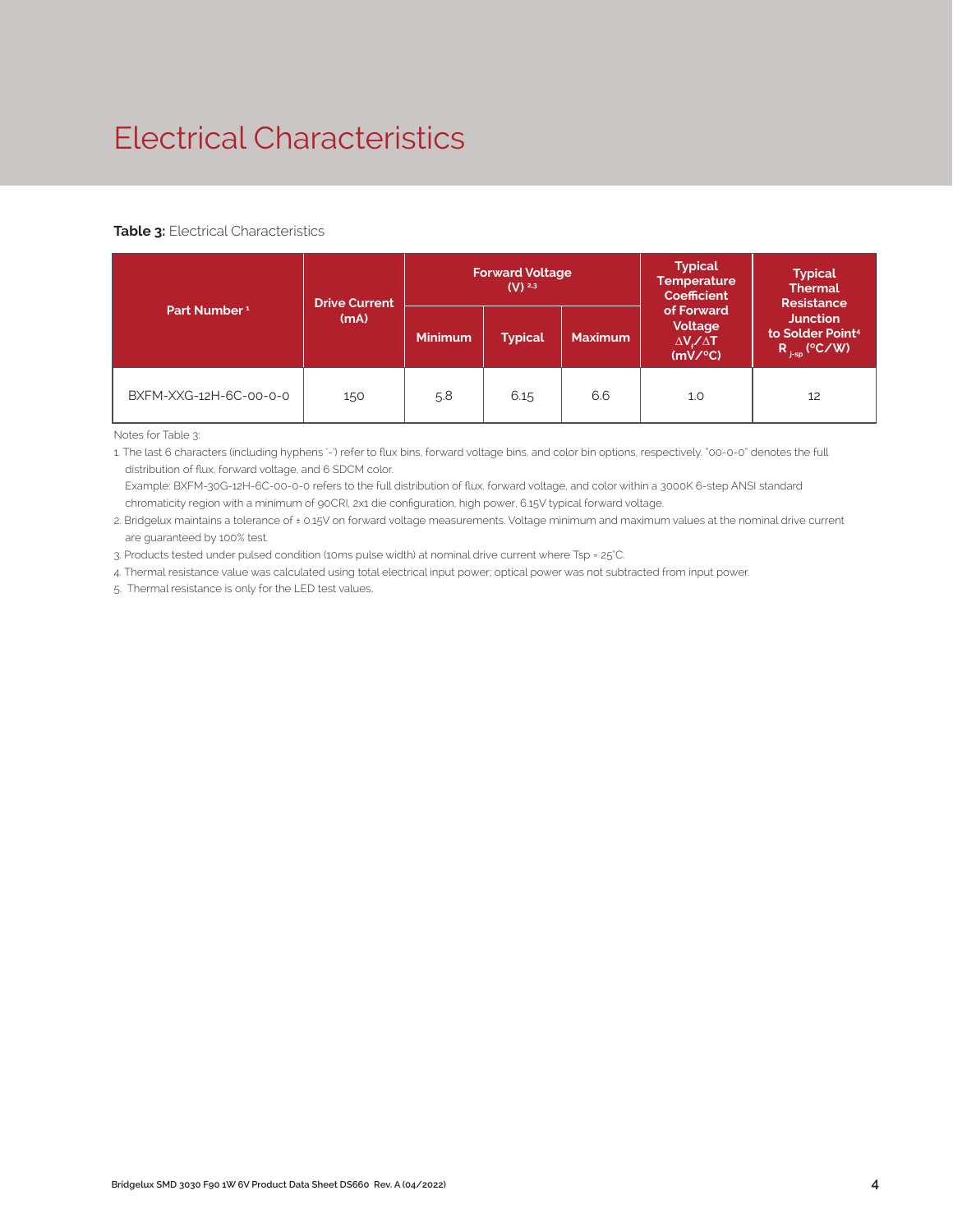# Electrical Characteristics

**Table 3:** Electrical Characteristics

| Part Number [1] | Drive Current (mA) | Forward Voltage (V) [2,3] | | | Typical Temperature Coefficient of Forward Voltage $\Delta V_f / \Delta T$ (mV/°C) | Typical Thermal Resistance Junction to Solder Point[4] $R_{j\text{-}sp}$ (°C/W) |
|---|---|---|---|---|---|---|
| | | Minimum | Typical | Maximum | | |
| BXFM-XXG-12H-6C-00-0-0 | 150 | 5.8 | 6.15 | 6.6 | 1.0 | 12 |

Notes for Table 3:

1. The last 6 characters (including hyphens '-') refer to flux bins, forward voltage bins, and color bin options, respectively. "00-0-0" denotes the full distribution of flux, forward voltage, and 6 SDCM color.
   Example: BXFM-30G-12H-6C-00-0-0 refers to the full distribution of flux, forward voltage, and color within a 3000K 6-step ANSI standard chromaticity region with a minimum of 90CRI, 2x1 die configuration, high power, 6.15V typical forward voltage.
2. Bridgelux maintains a tolerance of ± 0.15V on forward voltage measurements. Voltage minimum and maximum values at the nominal drive current are guaranteed by 100% test.
3. Products tested under pulsed condition (10ms pulse width) at nominal drive current where Tsp = 25°C.
4. Thermal resistance value was calculated using total electrical input power; optical power was not subtracted from input power.
5. Thermal resistance is only for the LED test values.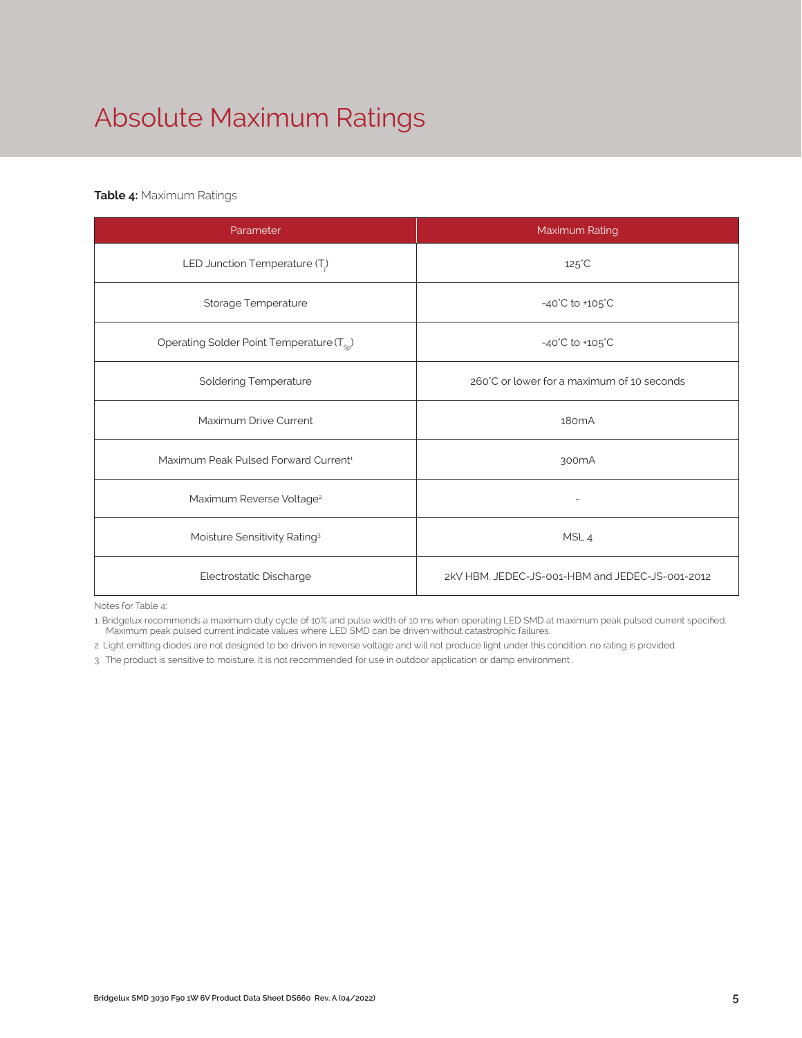# Absolute Maximum Ratings

**Table 4:** Maximum Ratings

| Parameter | Maximum Rating |
| --- | --- |
| LED Junction Temperature ($T_j$) | 125°C |
| Storage Temperature | -40°C to +105°C |
| Operating Solder Point Temperature ($T_{Sp}$) | -40°C to +105°C |
| Soldering Temperature | 260°C or lower for a maximum of 10 seconds |
| Maximum Drive Current | 180mA |
| Maximum Peak Pulsed Forward Current[1] | 300mA |
| Maximum Reverse Voltage[2] | - |
| Moisture Sensitivity Rating[3] | MSL 4 |
| Electrostatic Discharge | 2kV HBM. JEDEC-JS-001-HBM and JEDEC-JS-001-2012 |

Notes for Table 4:

1. Bridgelux recommends a maximum duty cycle of 10% and pulse width of 10 ms when operating LED SMD at maximum peak pulsed current specified. Maximum peak pulsed current indicate values where LED SMD can be driven without catastrophic failures.
2. Light emitting diodes are not designed to be driven in reverse voltage and will not produce light under this condition. no rating is provided.
3. The product is sensitive to moisture. It is not recommended for use in outdoor application or damp environment .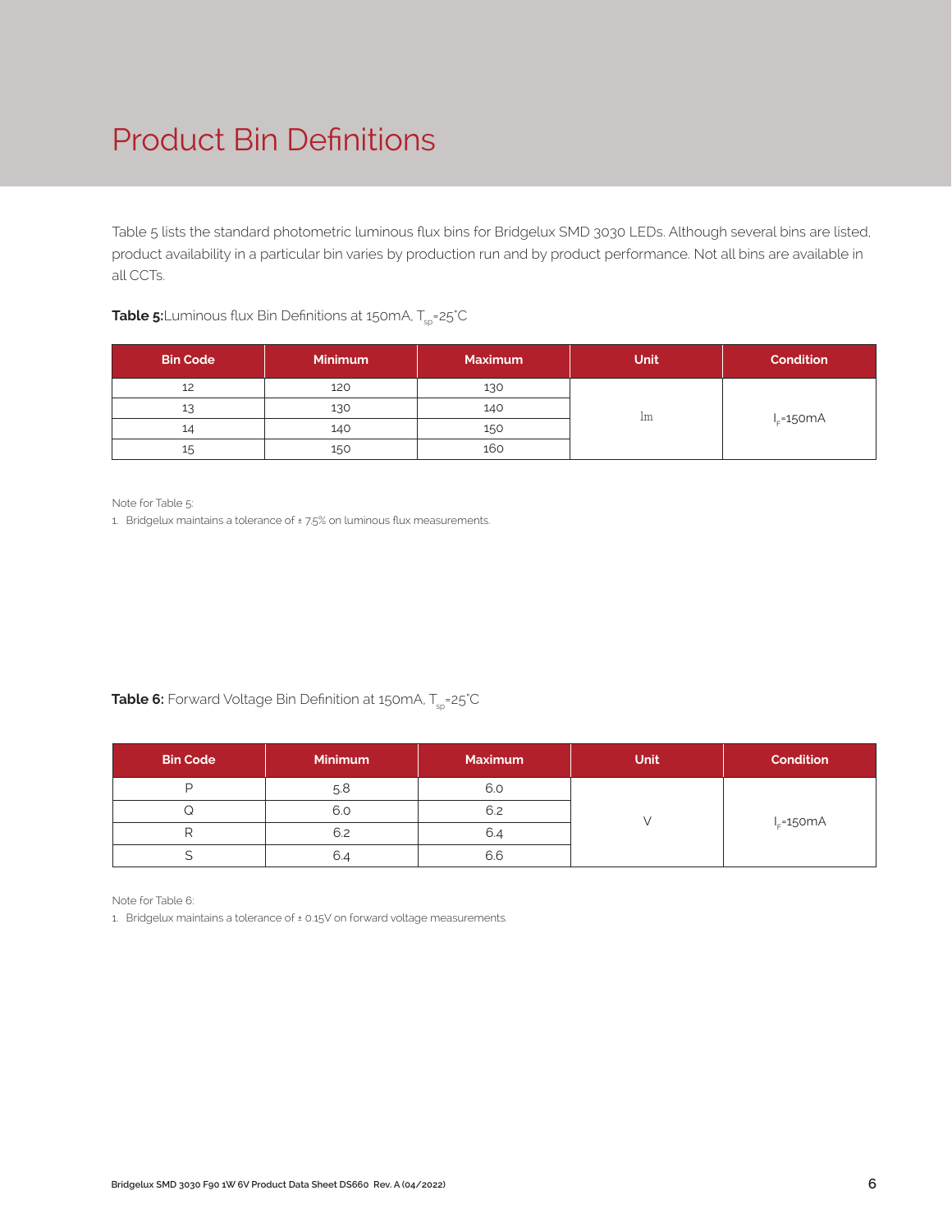# Product Bin Definitions

Table 5 lists the standard photometric luminous flux bins for Bridgelux SMD 3030 LEDs. Although several bins are listed, product availability in a particular bin varies by production run and by product performance. Not all bins are available in all CCTs.

**Table 5:** Luminous flux Bin Definitions at 150mA, $T_{sp}$=25°C

| Bin Code | Minimum | Maximum | Unit | Condition |
|---|---|---|---|---|
| 12 | 120 | 130 | lm | $I_F$=150mA |
| 13 | 130 | 140 | | |
| 14 | 140 | 150 | | |
| 15 | 150 | 160 | | |

Note for Table 5:

1. Bridgelux maintains a tolerance of ± 7.5% on luminous flux measurements.

**Table 6:** Forward Voltage Bin Definition at 150mA, $T_{sp}$=25°C

| Bin Code | Minimum | Maximum | Unit | Condition |
|---|---|---|---|---|
| P | 5.8 | 6.0 | V | $I_F$=150mA |
| Q | 6.0 | 6.2 | | |
| R | 6.2 | 6.4 | | |
| S | 6.4 | 6.6 | | |

Note for Table 6:

1. Bridgelux maintains a tolerance of ± 0.15V on forward voltage measurements.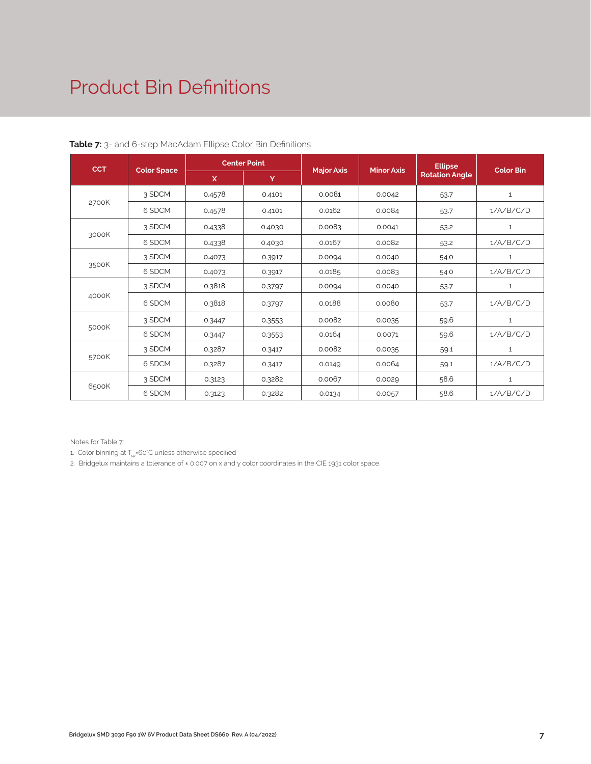# Product Bin Definitions

**Table 7:** 3- and 6-step MacAdam Ellipse Color Bin Definitions

| CCT | Color Space | Center Point | | Major Axis | Minor Axis | Ellipse Rotation Angle | Color Bin |
|---|---|---|---|---|---|---|---|
| | | X | Y | | | | |
| 2700K | 3 SDCM | 0.4578 | 0.4101 | 0.0081 | 0.0042 | 53.7 | 1 |
| | 6 SDCM | 0.4578 | 0.4101 | 0.0162 | 0.0084 | 53.7 | 1/A/B/C/D |
| 3000K | 3 SDCM | 0.4338 | 0.4030 | 0.0083 | 0.0041 | 53.2 | 1 |
| | 6 SDCM | 0.4338 | 0.4030 | 0.0167 | 0.0082 | 53.2 | 1/A/B/C/D |
| 3500K | 3 SDCM | 0.4073 | 0.3917 | 0.0094 | 0.0040 | 54.0 | 1 |
| | 6 SDCM | 0.4073 | 0.3917 | 0.0185 | 0.0083 | 54.0 | 1/A/B/C/D |
| 4000K | 3 SDCM | 0.3818 | 0.3797 | 0.0094 | 0.0040 | 53.7 | 1 |
| | 6 SDCM | 0.3818 | 0.3797 | 0.0188 | 0.0080 | 53.7 | 1/A/B/C/D |
| 5000K | 3 SDCM | 0.3447 | 0.3553 | 0.0082 | 0.0035 | 59.6 | 1 |
| | 6 SDCM | 0.3447 | 0.3553 | 0.0164 | 0.0071 | 59.6 | 1/A/B/C/D |
| 5700K | 3 SDCM | 0.3287 | 0.3417 | 0.0082 | 0.0035 | 59.1 | 1 |
| | 6 SDCM | 0.3287 | 0.3417 | 0.0149 | 0.0064 | 59.1 | 1/A/B/C/D |
| 6500K | 3 SDCM | 0.3123 | 0.3282 | 0.0067 | 0.0029 | 58.6 | 1 |
| | 6 SDCM | 0.3123 | 0.3282 | 0.0134 | 0.0057 | 58.6 | 1/A/B/C/D |

Notes for Table 7:

1. Color binning at $T_{sp}$=60°C unless otherwise specified
2. Bridgelux maintains a tolerance of ± 0.007 on x and y color coordinates in the CIE 1931 color space.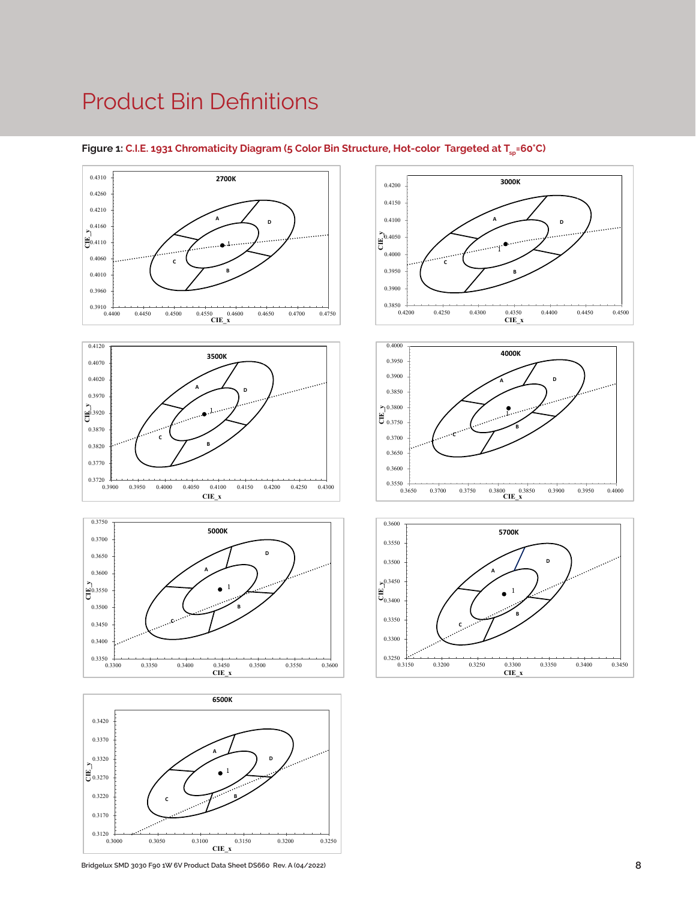# Product Bin Definitions

**Figure 1: C.I.E. 1931 Chromaticity Diagram (5 Color Bin Structure, Hot-color Targeted at $T_{sp}$=60°C)**

2700K
CIE_x: 0.4400 0.4450 0.4500 0.4550 0.4600 0.4650 0.4700 0.4750
CIE_y: 0.3910 0.3960 0.4010 0.4060 0.4110 0.4160 0.4210 0.4260 0.4310
A B C D 1

3000K
CIE_x: 0.4200 0.4250 0.4300 0.4350 0.4400 0.4450 0.4500
CIE_y: 0.3850 0.3900 0.3950 0.4000 0.4050 0.4100 0.4150 0.4200
A B C D 1

3500K
CIE_x: 0.3900 0.3950 0.4000 0.4050 0.4100 0.4150 0.4200 0.4250 0.4300
CIE_y: 0.3720 0.3770 0.3820 0.3870 0.3920 0.3970 0.4020 0.4070 0.4120
A B C D 1

4000K
CIE_x: 0.3650 0.3700 0.3750 0.3800 0.3850 0.3900 0.3950 0.4000
CIE_y: 0.3550 0.3600 0.3650 0.3700 0.3750 0.3800 0.3850 0.3900 0.3950 0.4000
A B C D 1

5000K
CIE_x: 0.3300 0.3350 0.3400 0.3450 0.3500 0.3550 0.3600
CIE_y: 0.3350 0.3400 0.3450 0.3500 0.3550 0.3600 0.3650 0.3700 0.3750
A B C D 1

5700K
CIE_x: 0.3150 0.3200 0.3250 0.3300 0.3350 0.3400 0.3450
CIE_y: 0.3250 0.3300 0.3350 0.3400 0.3450 0.3500 0.3550 0.3600
A B C D 1

6500K
CIE_x: 0.3000 0.3050 0.3100 0.3150 0.3200 0.3250
CIE_y: 0.3120 0.3170 0.3220 0.3270 0.3320 0.3370 0.3420
A B C D 1

Bridgelux SMD 3030 F90 1W 6V Product Data Sheet DS660 Rev. A (04/2022)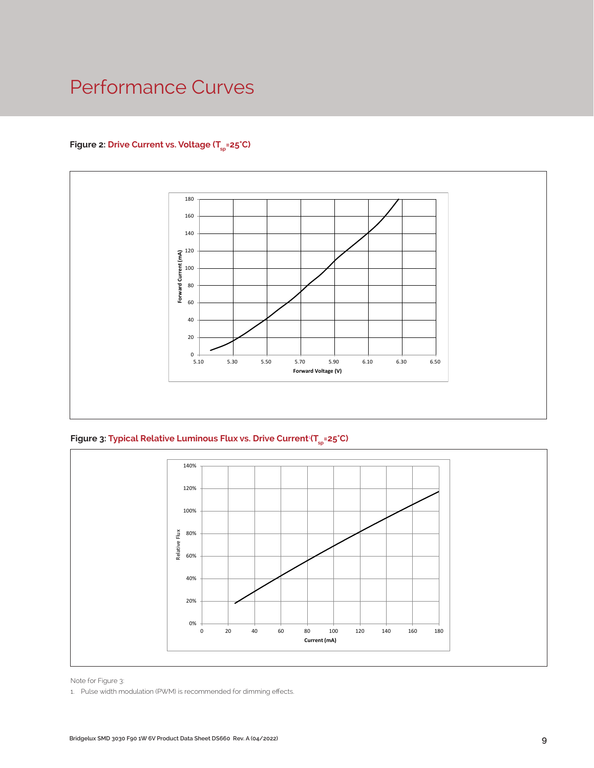# Performance Curves

**Figure 2: Drive Current vs. Voltage ($T_{sp}$=25°C)**

Forward Current (mA)

180
160
140
120
100
80
60
40
20
0

5.10 5.30 5.50 5.70 5.90 6.10 6.30 6.50

Forward Voltage (V)

**Figure 3: Typical Relative Luminous Flux vs. Drive Current[1] ($T_{sp}$=25°C)**

Relative Flux

140%
120%
100%
80%
60%
40%
20%
0%

0 20 40 60 80 100 120 140 160 180

Current (mA)

Note for Figure 3:

1. Pulse width modulation (PWM) is recommended for dimming effects.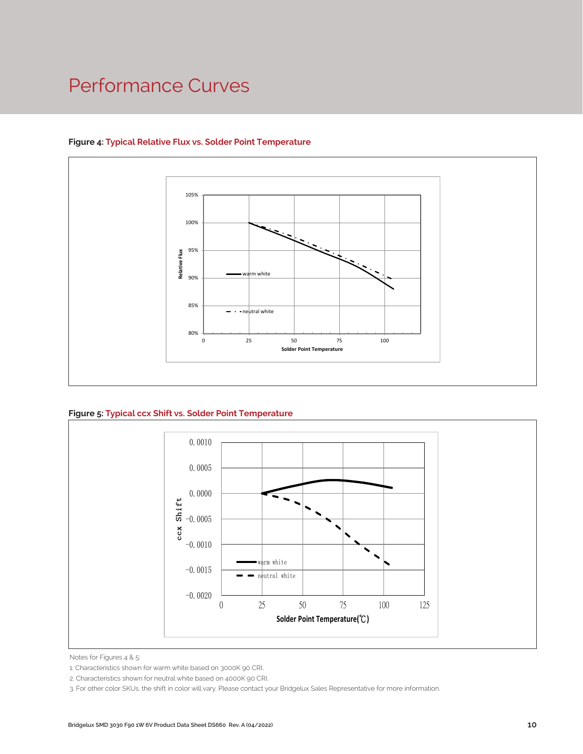# Performance Curves

**Figure 4: Typical Relative Flux vs. Solder Point Temperature**

105%
100%
95%
90%
85%
80%
Relative Flux
0
25
50
75
100
Solder Point Temperature
warm white
neutral white

**Figure 5: Typical ccx Shift vs. Solder Point Temperature**

0.0010
0.0005
0.0000
−0.0005
−0.0010
−0.0015
−0.0020
ccx Shift
0
25
50
75
100
125
Solder Point Temperature(℃)
warm white
neutral white

Notes for Figures 4 & 5:

1. Characteristics shown for warm white based on 3000K 90 CRI.
2. Characteristics shown for neutral white based on 4000K 90 CRI.
3. For other color SKUs, the shift in color will vary. Please contact your Bridgelux Sales Representative for more information.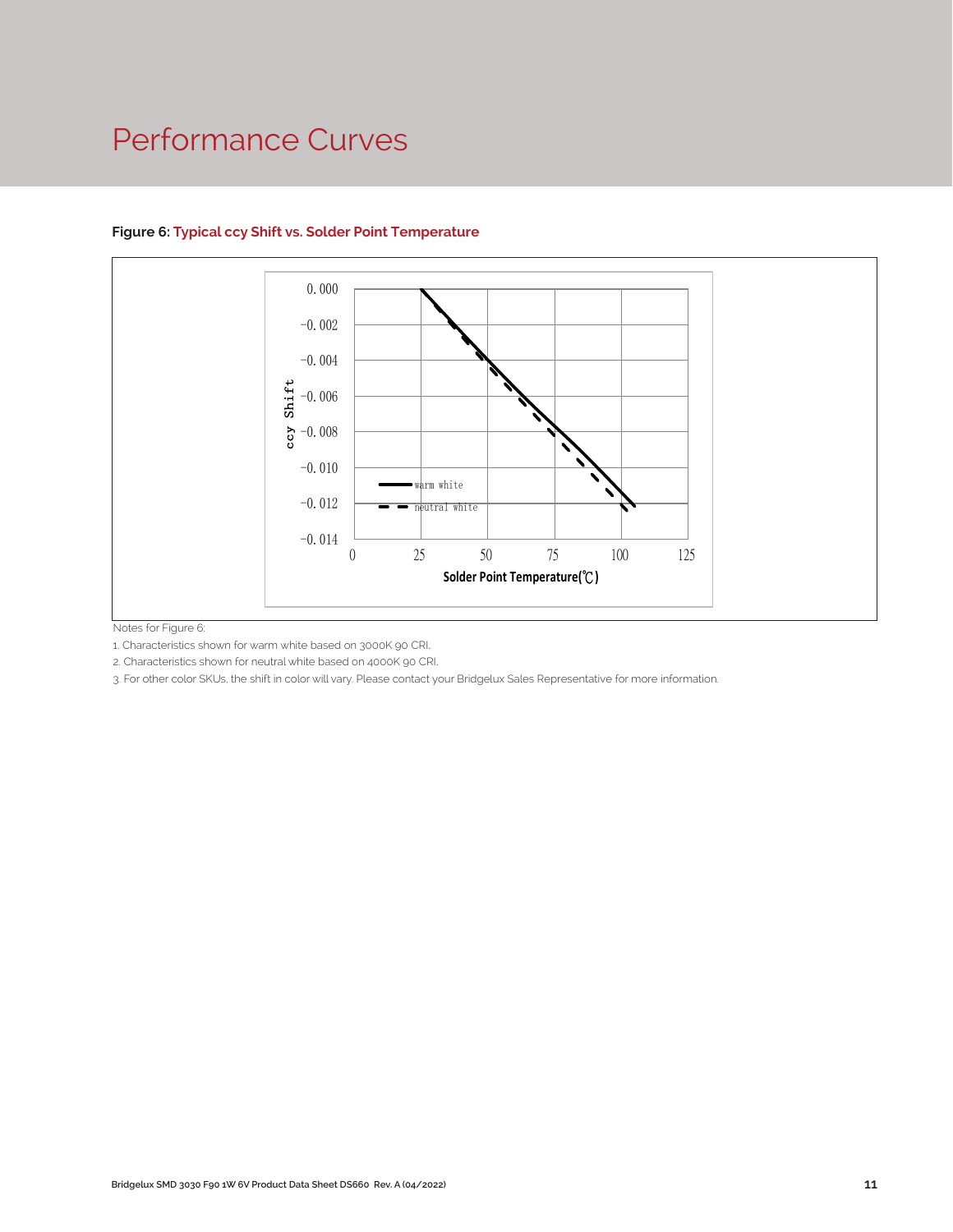# Performance Curves

**Figure 6: Typical ccy Shift vs. Solder Point Temperature**

0.000
-0.002
-0.004
-0.006
-0.008
-0.010
-0.012
-0.014

ccy Shift

warm white
neutral white

0
25
50
75
100
125

Solder Point Temperature(℃)

Notes for Figure 6:

1. Characteristics shown for warm white based on 3000K 90 CRI.
2. Characteristics shown for neutral white based on 4000K 90 CRI.
3. For other color SKUs, the shift in color will vary. Please contact your Bridgelux Sales Representative for more information.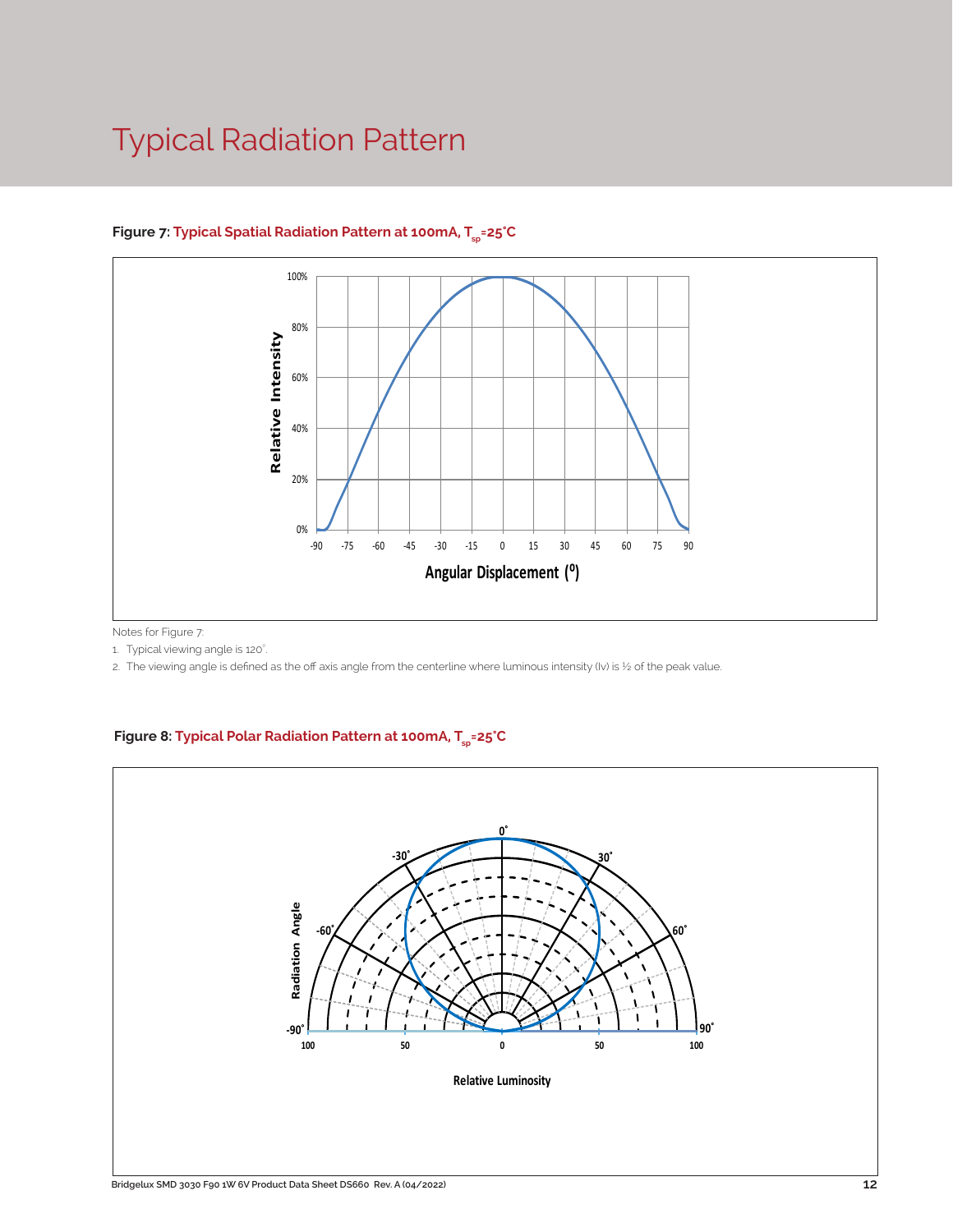# Typical Radiation Pattern

**Figure 7: Typical Spatial Radiation Pattern at 100mA, $T_{sp}$=25°C**

100%
80%
60%
40%
20%
0%
Relative Intensity
-90 -75 -60 -45 -30 -15 0 15 30 45 60 75 90
Angular Displacement (°)

Notes for Figure 7:

1. Typical viewing angle is 120°.
2. The viewing angle is defined as the off axis angle from the centerline where luminous intensity (Iv) is ½ of the peak value.

**Figure 8: Typical Polar Radiation Pattern at 100mA, $T_{sp}$=25°C**

0°
-30°
30°
-60°
60°
-90°
90°
Radiation Angle
100 50 0 50 100
Relative Luminosity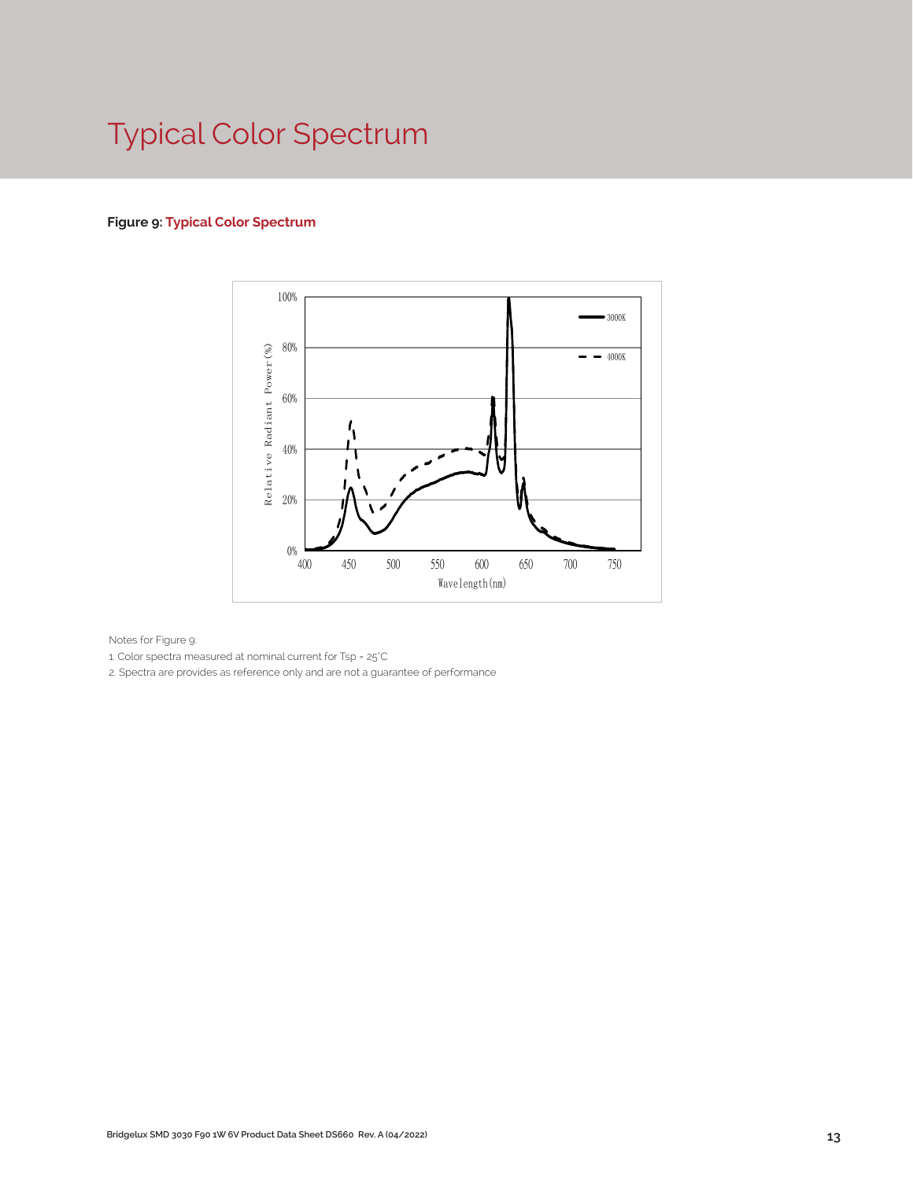# Typical Color Spectrum

**Figure 9: Typical Color Spectrum**

100%
80%
60%
40%
20%
0%
Relative Radiant Power (%)
400 450 500 550 600 650 700 750
Wavelength(nm)
3000K
4000K

Notes for Figure 9:

1. Color spectra measured at nominal current for Tsp = 25°C
2. Spectra are provides as reference only and are not a guarantee of performance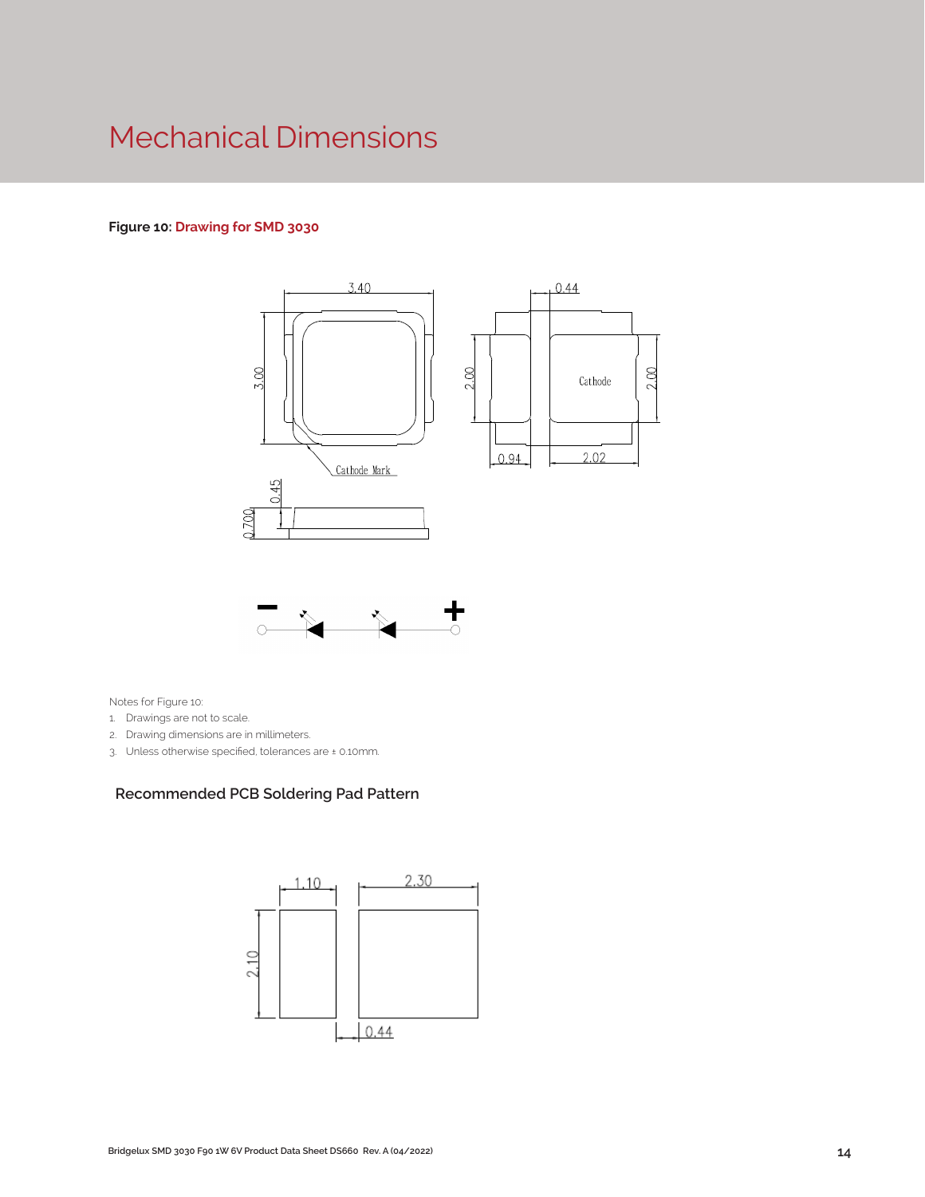# Mechanical Dimensions

**Figure 10: Drawing for SMD 3030**

3.40

3.00

Cathode Mark

0.44

2.00

Cathode

2.00

0.94

2.02

0.45

0.700

−

+

Notes for Figure 10:

1. Drawings are not to scale.
2. Drawing dimensions are in millimeters.
3. Unless otherwise specified, tolerances are ± 0.10mm.

## Recommended PCB Soldering Pad Pattern

1.10

2.30

2.10

0.44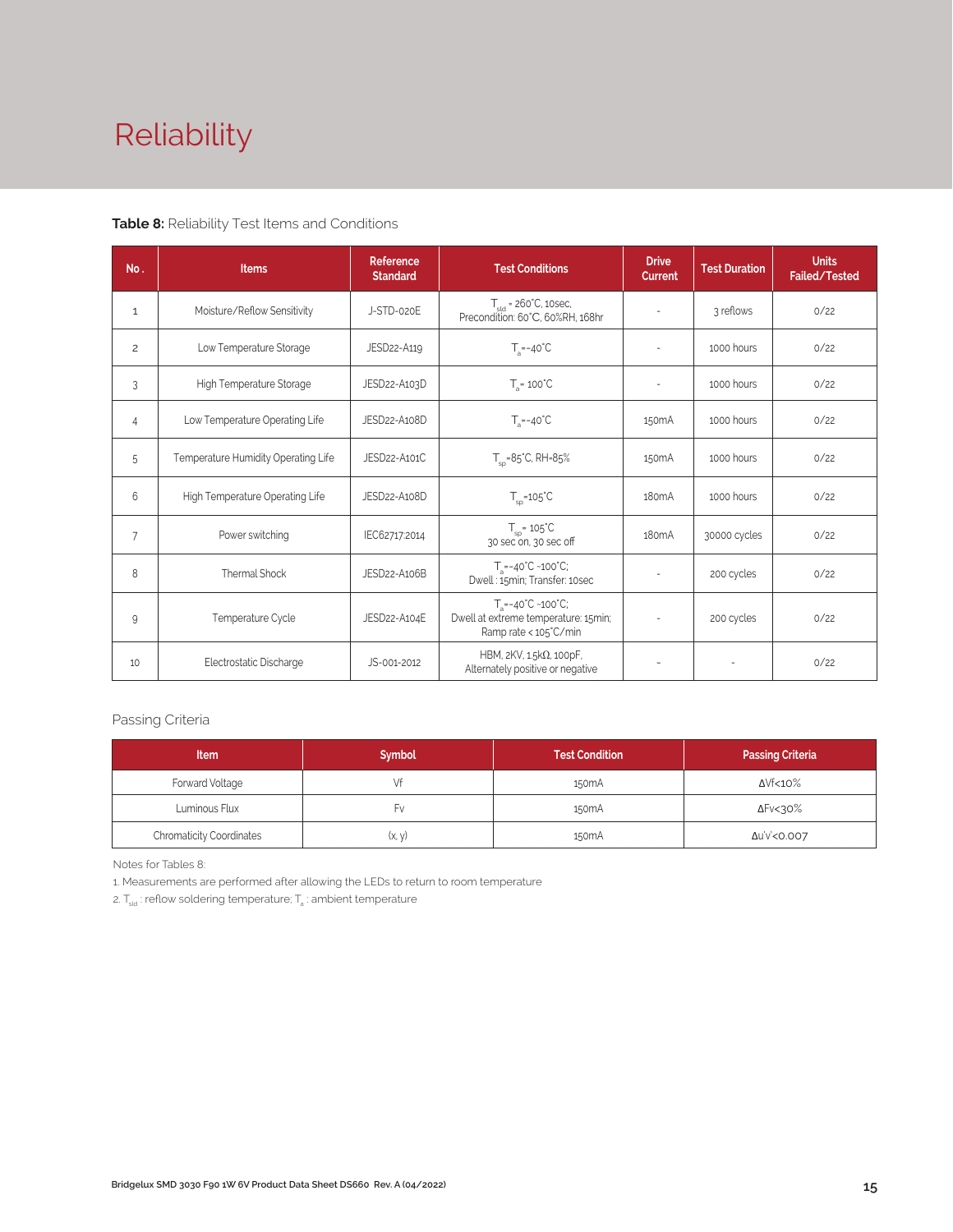# Reliability

**Table 8:** Reliability Test Items and Conditions

| No. | Items | Reference Standard | Test Conditions | Drive Current | Test Duration | Units Failed/Tested |
|---|---|---|---|---|---|---|
| 1 | Moisture/Reflow Sensitivity | J-STD-020E | $T_{sld}$ = 260°C, 10sec, Precondition: 60°C, 60%RH, 168hr | - | 3 reflows | 0/22 |
| 2 | Low Temperature Storage | JESD22-A119 | $T_a$=-40°C | - | 1000 hours | 0/22 |
| 3 | High Temperature Storage | JESD22-A103D | $T_a$= 100°C | - | 1000 hours | 0/22 |
| 4 | Low Temperature Operating Life | JESD22-A108D | $T_a$=-40°C | 150mA | 1000 hours | 0/22 |
| 5 | Temperature Humidity Operating Life | JESD22-A101C | $T_{sp}$=85°C, RH=85% | 150mA | 1000 hours | 0/22 |
| 6 | High Temperature Operating Life | JESD22-A108D | $T_{sp}$=105°C | 180mA | 1000 hours | 0/22 |
| 7 | Power switching | IEC62717:2014 | $T_{sp}$= 105°C 30 sec on, 30 sec off | 180mA | 30000 cycles | 0/22 |
| 8 | Thermal Shock | JESD22-A106B | $T_a$=-40°C ~100°C; Dwell : 15min; Transfer: 10sec | - | 200 cycles | 0/22 |
| 9 | Temperature Cycle | JESD22-A104E | $T_a$=-40°C ~100°C; Dwell at extreme temperature: 15min; Ramp rate < 105°C/min | - | 200 cycles | 0/22 |
| 10 | Electrostatic Discharge | JS-001-2012 | HBM, 2KV, 1.5kΩ, 100pF, Alternately positive or negative | - | - | 0/22 |

Passing Criteria

| Item | Symbol | Test Condition | Passing Criteria |
|---|---|---|---|
| Forward Voltage | Vf | 150mA | ΔVf<10% |
| Luminous Flux | Fv | 150mA | ΔFv<30% |
| Chromaticity Coordinates | (x, y) | 150mA | Δu'v'<0.007 |

Notes for Tables 8:

1. Measurements are performed after allowing the LEDs to return to room temperature
2. $T_{sld}$ : reflow soldering temperature; $T_a$ : ambient temperature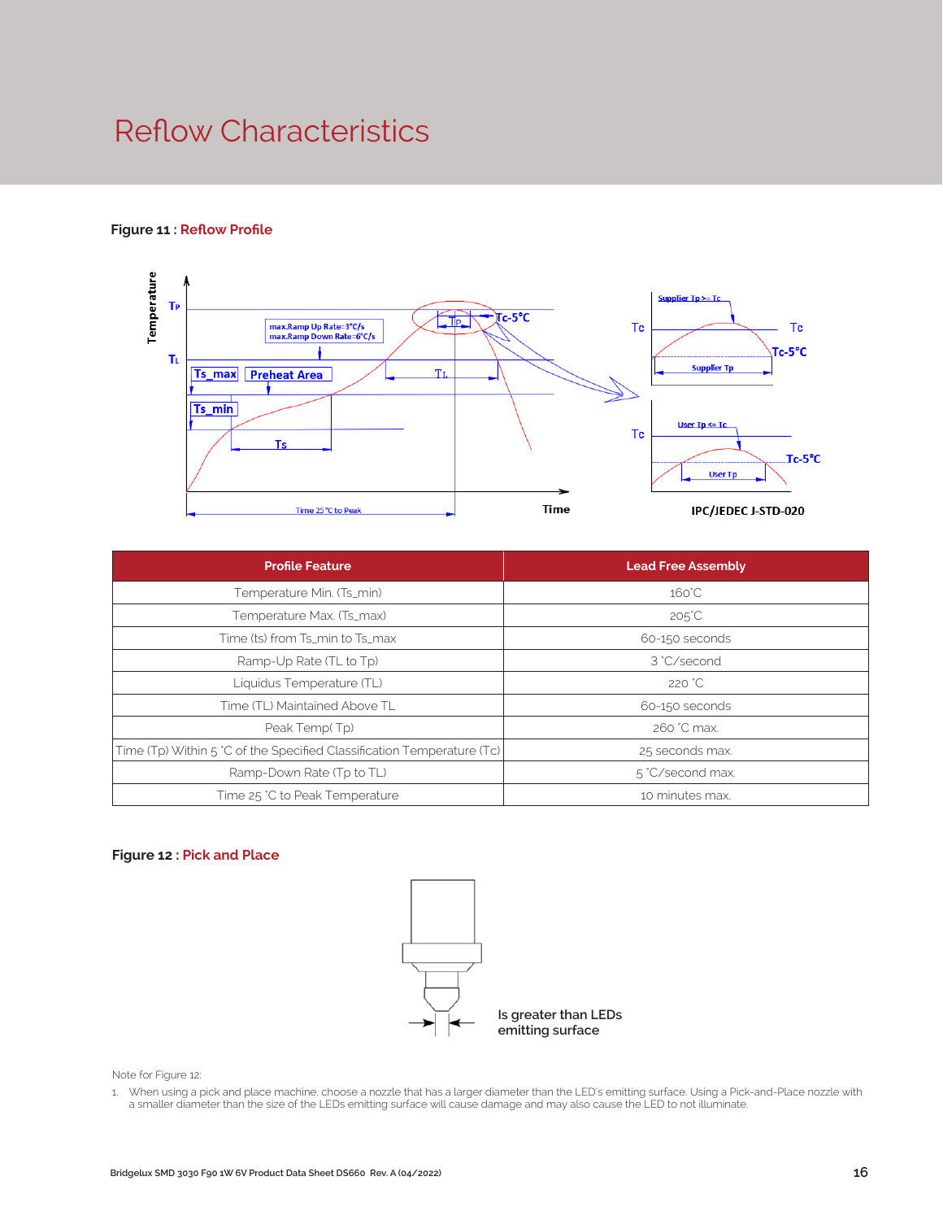# Reflow Characteristics

**Figure 11 : Reflow Profile**

| Profile Feature | Lead Free Assembly |
|---|---|
| Temperature Min. (Ts_min) | 160˚C |
| Temperature Max. (Ts_max) | 205˚C |
| Time (ts) from Ts_min to Ts_max | 60-150 seconds |
| Ramp-Up Rate (TL to Tp) | 3 ˚C/second |
| Liquidus Temperature (TL) | 220 ˚C |
| Time (TL) Maintained Above TL | 60-150 seconds |
| Peak Temp( Tp) | 260 ˚C max. |
| Time (Tp) Within 5 ˚C of the Specified Classification Temperature (Tc) | 25 seconds max. |
| Ramp-Down Rate (Tp to TL) | 5 ˚C/second max. |
| Time 25 ˚C to Peak Temperature | 10 minutes max. |

**Figure 12 : Pick and Place**

Is greater than LEDs emitting surface

Note for Figure 12:

1. When using a pick and place machine, choose a nozzle that has a larger diameter than the LED's emitting surface. Using a Pick-and-Place nozzle with a smaller diameter than the size of the LEDs emitting surface will cause damage and may also cause the LED to not illuminate.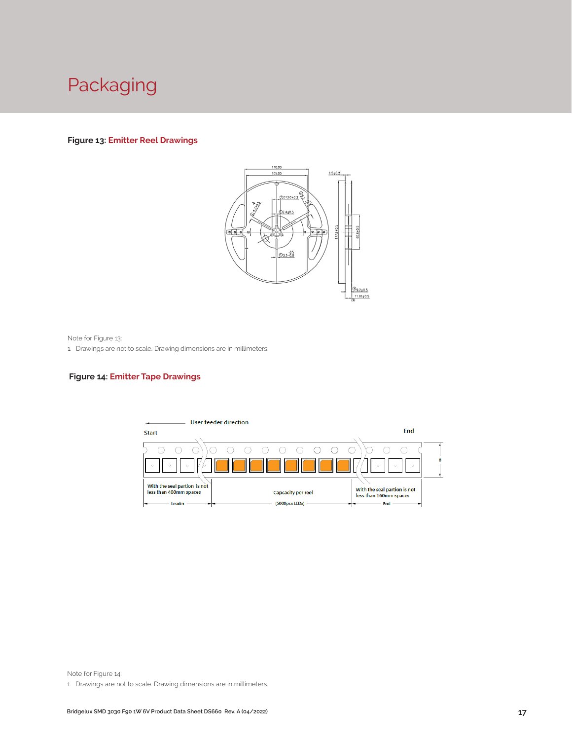# Packaging

**Figure 13:** Emitter Reel Drawings

110.00
105.00
1.5±0.2
Ø13.0±0.2
Ø2.4±0.5
Ø3.3
177.8±0.5
60.6±0.5
9.7±0.5
11.88±0.5

Note for Figure 13:

1. Drawings are not to scale. Drawing dimensions are in millimeters.

**Figure 14:** Emitter Tape Drawings

User feeder direction

Start

End

8

With the seal partion is not less than 400mm spaces

Capcacity per reel

With the seal partion is not less than 160mm spaces

Leader

(5000pcs LEDs)

End

Note for Figure 14:

1. Drawings are not to scale. Drawing dimensions are in millimeters.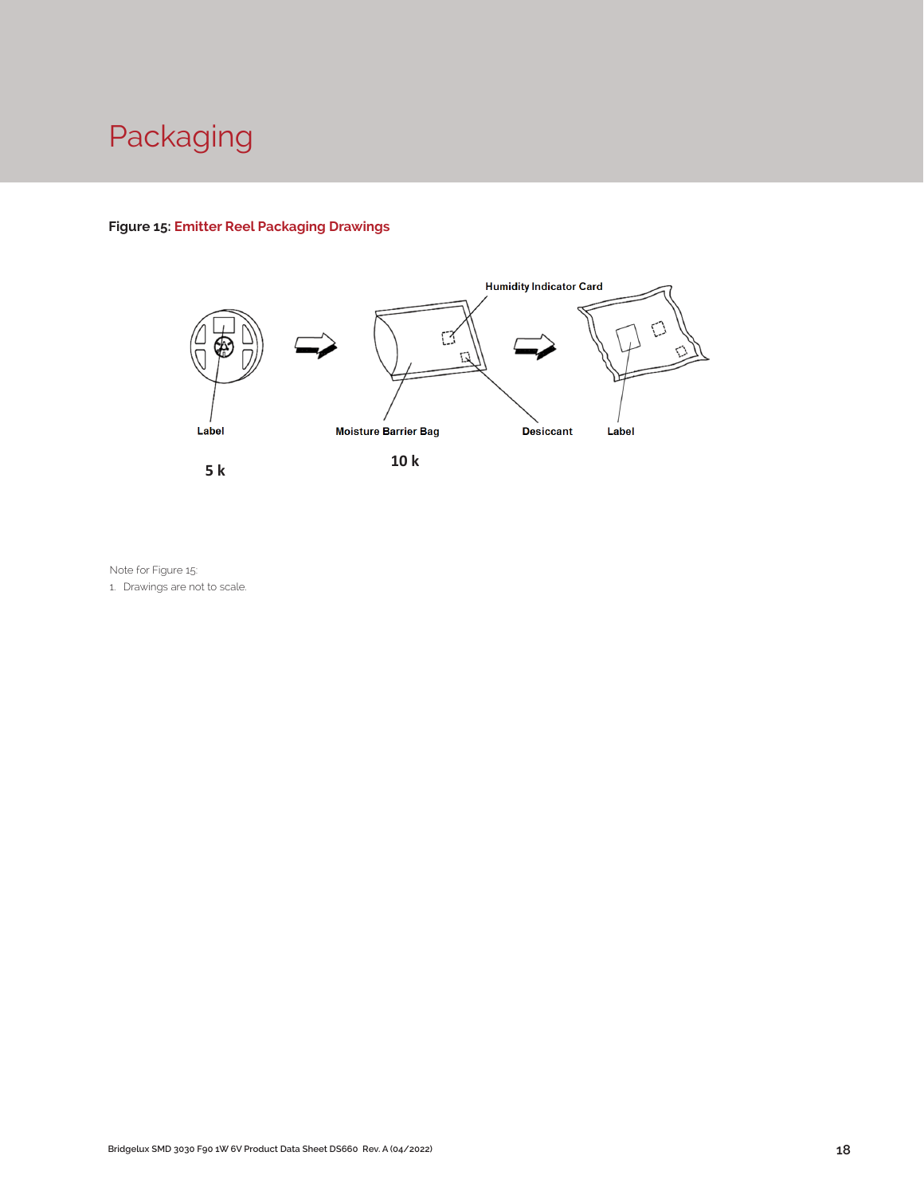# Packaging

**Figure 15: Emitter Reel Packaging Drawings**

Humidity Indicator Card

Label

Moisture Barrier Bag

Desiccant

Label

5 k

10 k

Note for Figure 15:

1. Drawings are not to scale.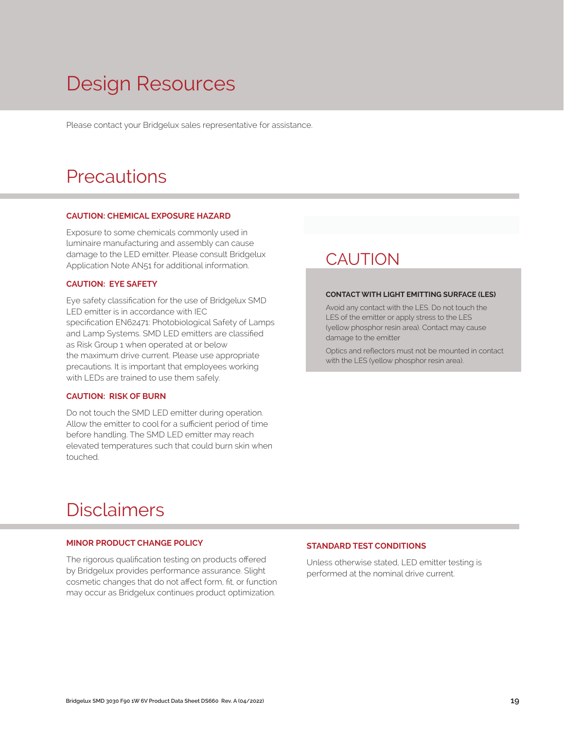# Design Resources

Please contact your Bridgelux sales representative for assistance.

# Precautions

### CAUTION: CHEMICAL EXPOSURE HAZARD

Exposure to some chemicals commonly used in luminaire manufacturing and assembly can cause damage to the LED emitter. Please consult Bridgelux Application Note AN51 for additional information.

### CAUTION: EYE SAFETY

Eye safety classification for the use of Bridgelux SMD LED emitter is in accordance with IEC specification EN62471: Photobiological Safety of Lamps and Lamp Systems. SMD LED emitters are classified as Risk Group 1 when operated at or below the maximum drive current. Please use appropriate precautions. It is important that employees working with LEDs are trained to use them safely.

### CAUTION: RISK OF BURN

Do not touch the SMD LED emitter during operation. Allow the emitter to cool for a sufficient period of time before handling. The SMD LED emitter may reach elevated temperatures such that could burn skin when touched.

## CAUTION

**CONTACT WITH LIGHT EMITTING SURFACE (LES)**

Avoid any contact with the LES. Do not touch the LES of the emitter or apply stress to the LES (yellow phosphor resin area). Contact may cause damage to the emitter

Optics and reflectors must not be mounted in contact with the LES (yellow phosphor resin area).

# Disclaimers

### MINOR PRODUCT CHANGE POLICY

The rigorous qualification testing on products offered by Bridgelux provides performance assurance. Slight cosmetic changes that do not affect form, fit, or function may occur as Bridgelux continues product optimization.

### STANDARD TEST CONDITIONS

Unless otherwise stated, LED emitter testing is performed at the nominal drive current.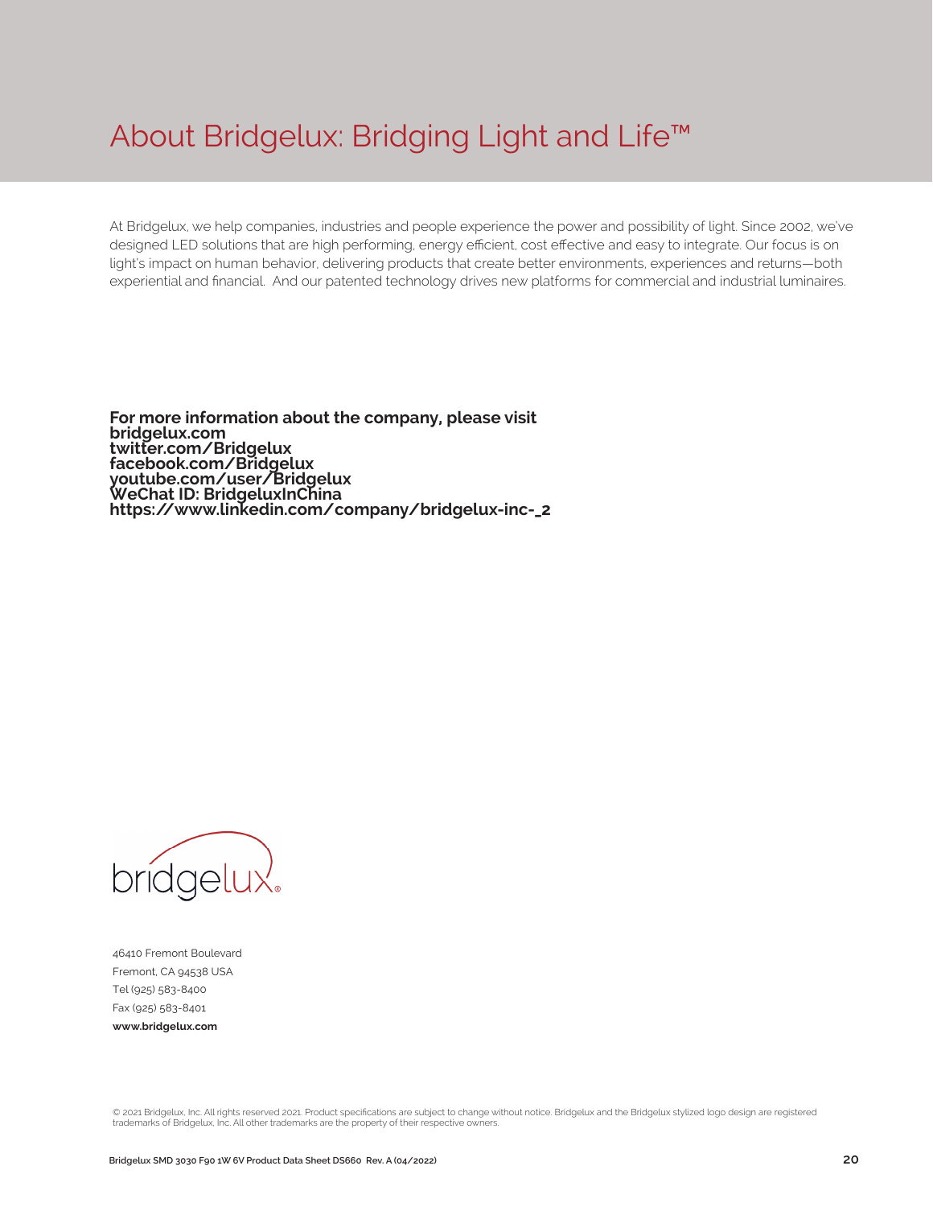# About Bridgelux: Bridging Light and Life™

At Bridgelux, we help companies, industries and people experience the power and possibility of light. Since 2002, we've designed LED solutions that are high performing, energy efficient, cost effective and easy to integrate. Our focus is on light's impact on human behavior, delivering products that create better environments, experiences and returns—both experiential and financial. And our patented technology drives new platforms for commercial and industrial luminaires.

**For more information about the company, please visit**
**bridgelux.com**
**twitter.com/Bridgelux**
**facebook.com/Bridgelux**
**youtube.com/user/Bridgelux**
**WeChat ID: BridgeluxInChina**
**https://www.linkedin.com/company/bridgelux-inc-_2**

bridgelux®

46410 Fremont Boulevard
Fremont, CA 94538 USA
Tel (925) 583-8400
Fax (925) 583-8401
**www.bridgelux.com**

© 2021 Bridgelux, Inc. All rights reserved 2021. Product specifications are subject to change without notice. Bridgelux and the Bridgelux stylized logo design are registered trademarks of Bridgelux, Inc. All other trademarks are the property of their respective owners.